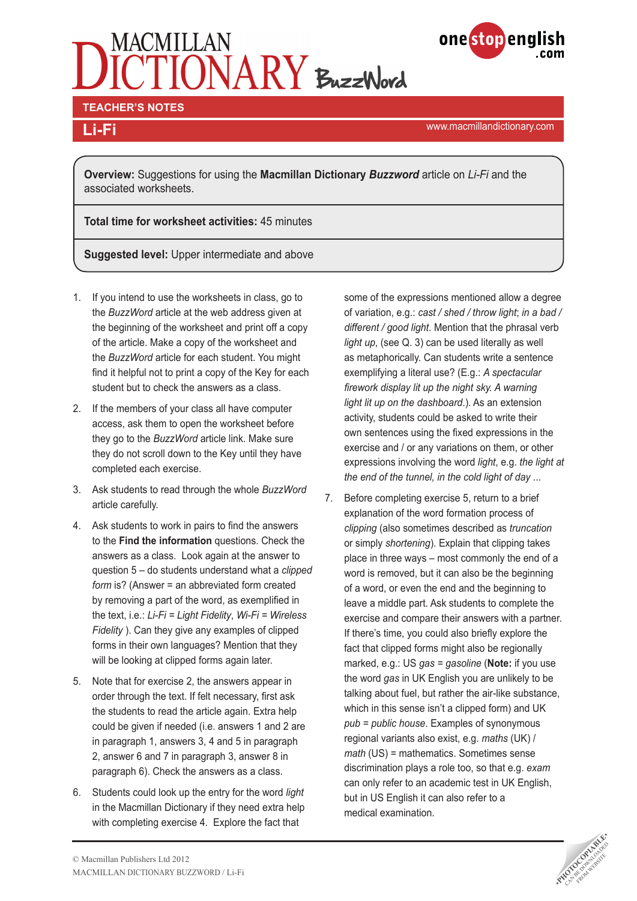# MACMILLAN DICTIONARY BuzzWord

onestopenglish.com

**TEACHER'S NOTES**

## Li-Fi

www.macmillandictionary.com

**Overview:** Suggestions for using the **Macmillan Dictionary *Buzzword*** article on *Li-Fi* and the associated worksheets.

**Total time for worksheet activities:** 45 minutes

**Suggested level:** Upper intermediate and above

1. If you intend to use the worksheets in class, go to the *BuzzWord* article at the web address given at the beginning of the worksheet and print off a copy of the article. Make a copy of the worksheet and the *BuzzWord* article for each student. You might find it helpful not to print a copy of the Key for each student but to check the answers as a class.
2. If the members of your class all have computer access, ask them to open the worksheet before they go to the *BuzzWord* article link. Make sure they do not scroll down to the Key until they have completed each exercise.
3. Ask students to read through the whole *BuzzWord* article carefully.
4. Ask students to work in pairs to find the answers to the **Find the information** questions. Check the answers as a class. Look again at the answer to question 5 – do students understand what a *clipped form* is? (Answer = an abbreviated form created by removing a part of the word, as exemplified in the text, i.e.: *Li-Fi = Light Fidelity*, *Wi-Fi = Wireless Fidelity* ). Can they give any examples of clipped forms in their own languages? Mention that they will be looking at clipped forms again later.
5. Note that for exercise 2, the answers appear in order through the text. If felt necessary, first ask the students to read the article again. Extra help could be given if needed (i.e. answers 1 and 2 are in paragraph 1, answers 3, 4 and 5 in paragraph 2, answer 6 and 7 in paragraph 3, answer 8 in paragraph 6). Check the answers as a class.
6. Students could look up the entry for the word *light* in the Macmillan Dictionary if they need extra help with completing exercise 4. Explore the fact that some of the expressions mentioned allow a degree of variation, e.g.: *cast / shed / throw light*; *in a bad / different / good light*. Mention that the phrasal verb *light up*, (see Q. 3) can be used literally as well as metaphorically. Can students write a sentence exemplifying a literal use? (E.g.: *A spectacular firework display lit up the night sky. A warning light lit up on the dashboard*.). As an extension activity, students could be asked to write their own sentences using the fixed expressions in the exercise and / or any variations on them, or other expressions involving the word *light*, e.g. *the light at the end of the tunnel, in the cold light of day* ...
7. Before completing exercise 5, return to a brief explanation of the word formation process of *clipping* (also sometimes described as *truncation* or simply *shortening*). Explain that clipping takes place in three ways – most commonly the end of a word is removed, but it can also be the beginning of a word, or even the end and the beginning to leave a middle part. Ask students to complete the exercise and compare their answers with a partner. If there's time, you could also briefly explore the fact that clipped forms might also be regionally marked, e.g.: US *gas* = *gasoline* (**Note:** if you use the word *gas* in UK English you are unlikely to be talking about fuel, but rather the air-like substance, which in this sense isn't a clipped form) and UK *pub* = *public house*. Examples of synonymous regional variants also exist, e.g. *maths* (UK) / *math* (US) = mathematics. Sometimes sense discrimination plays a role too, so that e.g. *exam* can only refer to an academic test in UK English, but in US English it can also refer to a medical examination.

© Macmillan Publishers Ltd 2012
MACMILLAN DICTIONARY BUZZWORD / Li-Fi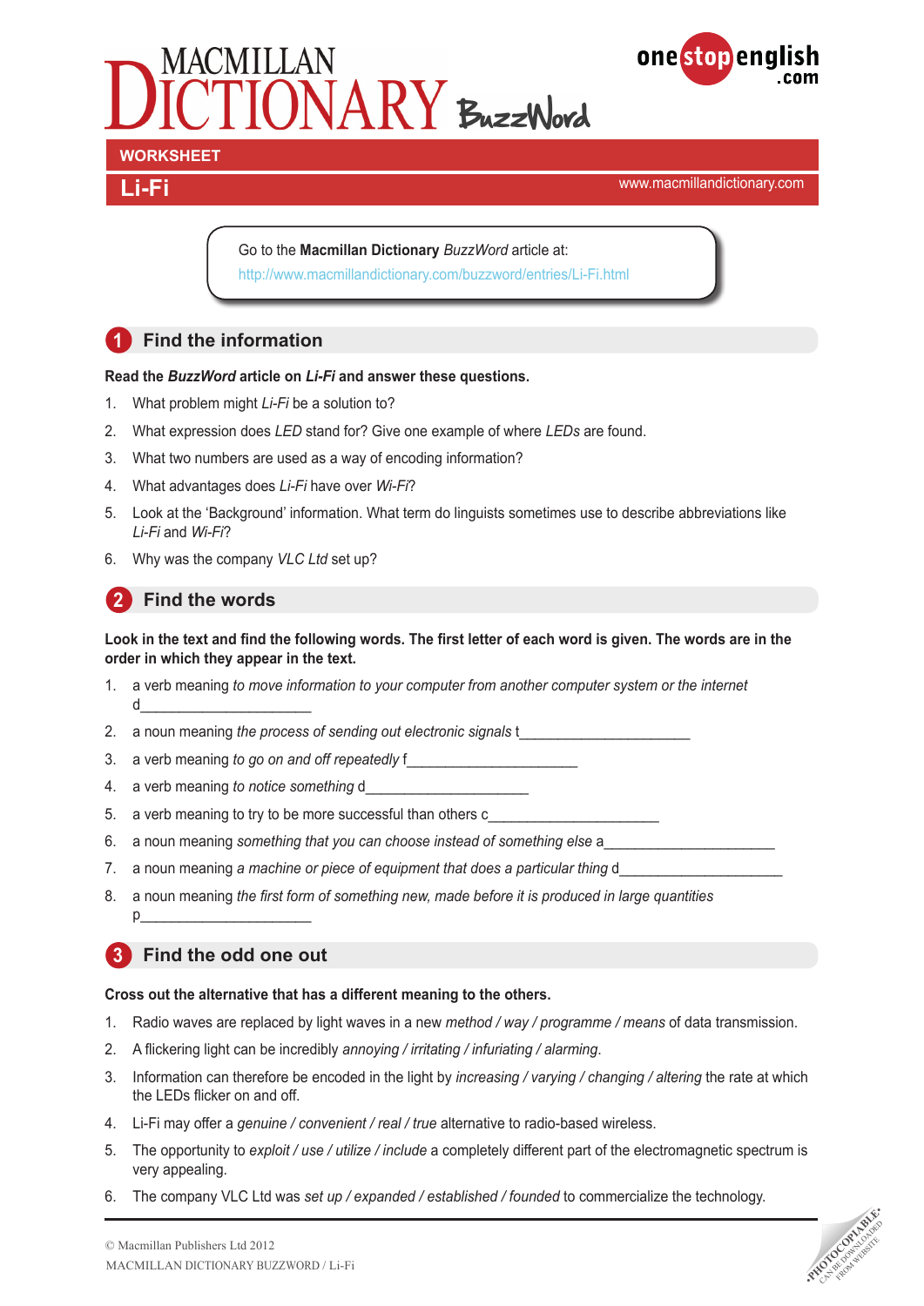# MACMILLAN DICTIONARY BuzzWord

onestopenglish.com

**WORKSHEET**

## Li-Fi

www.macmillandictionary.com

Go to the **Macmillan Dictionary** *BuzzWord* article at:
http://www.macmillandictionary.com/buzzword/entries/Li-Fi.html

## 1 Find the information

**Read the *BuzzWord* article on *Li-Fi* and answer these questions.**

1. What problem might *Li-Fi* be a solution to?
2. What expression does *LED* stand for? Give one example of where *LEDs* are found.
3. What two numbers are used as a way of encoding information?
4. What advantages does *Li-Fi* have over *Wi-Fi*?
5. Look at the 'Background' information. What term do linguists sometimes use to describe abbreviations like *Li-Fi* and *Wi-Fi*?
6. Why was the company *VLC Ltd* set up?

## 2 Find the words

**Look in the text and find the following words. The first letter of each word is given. The words are in the order in which they appear in the text.**

1. a verb meaning *to move information to your computer from another computer system or the internet* d_____________________
2. a noun meaning *the process of sending out electronic signals* t_____________________
3. a verb meaning *to go on and off repeatedly* f_____________________
4. a verb meaning *to notice something* d_____________________
5. a verb meaning to try to be more successful than others c_____________________
6. a noun meaning *something that you can choose instead of something else* a_____________________
7. a noun meaning *a machine or piece of equipment that does a particular thing* d_____________________
8. a noun meaning *the first form of something new, made before it is produced in large quantities* p_____________________

## 3 Find the odd one out

**Cross out the alternative that has a different meaning to the others.**

1. Radio waves are replaced by light waves in a new *method / way / programme / means* of data transmission.
2. A flickering light can be incredibly *annoying / irritating / infuriating / alarming*.
3. Information can therefore be encoded in the light by *increasing / varying / changing / altering* the rate at which the LEDs flicker on and off.
4. Li-Fi may offer a *genuine / convenient / real / true* alternative to radio-based wireless.
5. The opportunity to *exploit / use / utilize / include* a completely different part of the electromagnetic spectrum is very appealing.
6. The company VLC Ltd was *set up / expanded / established / founded* to commercialize the technology.

© Macmillan Publishers Ltd 2012
MACMILLAN DICTIONARY BUZZWORD / Li-Fi

PHOTOCOPIABLE. CAN BE DOWNLOADED FROM WEBSITE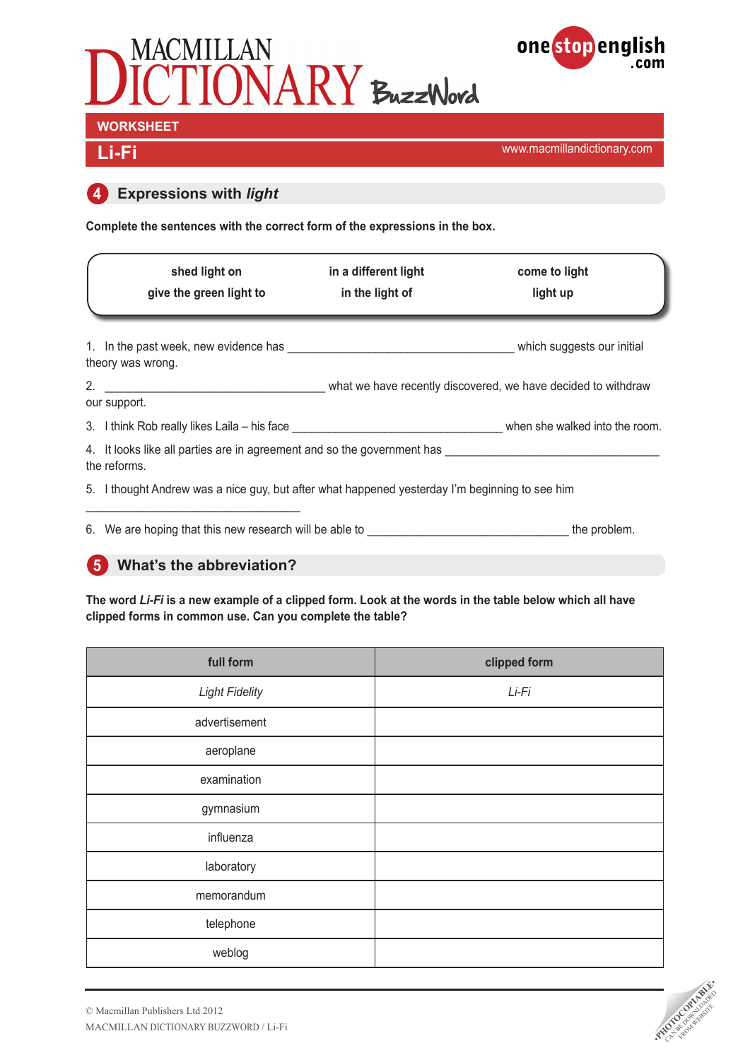# MACMILLAN DICTIONARY BuzzWord

**WORKSHEET**

## Li-Fi

www.macmillandictionary.com

## 4 Expressions with *light*

**Complete the sentences with the correct form of the expressions in the box.**

| | | |
|---|---|---|
| **shed light on** | **in a different light** | **come to light** |
| **give the green light to** | **in the light of** | **light up** |

1. In the past week, new evidence has ___________________________________ which suggests our initial theory was wrong.
2. ___________________________________ what we have recently discovered, we have decided to withdraw our support.
3. I think Rob really likes Laila – his face ________________________________ when she walked into the room.
4. It looks like all parties are in agreement and so the government has ___________________________________ the reforms.
5. I thought Andrew was a nice guy, but after what happened yesterday I'm beginning to see him ___________________________________
6. We are hoping that this new research will be able to _______________________________ the problem.

## 5 What's the abbreviation?

**The word *Li-Fi* is a new example of a clipped form. Look at the words in the table below which all have clipped forms in common use. Can you complete the table?**

| full form | clipped form |
|---|---|
| *Light Fidelity* | *Li-Fi* |
| advertisement | |
| aeroplane | |
| examination | |
| gymnasium | |
| influenza | |
| laboratory | |
| memorandum | |
| telephone | |
| weblog | |

© Macmillan Publishers Ltd 2012
MACMILLAN DICTIONARY BUZZWORD / Li-Fi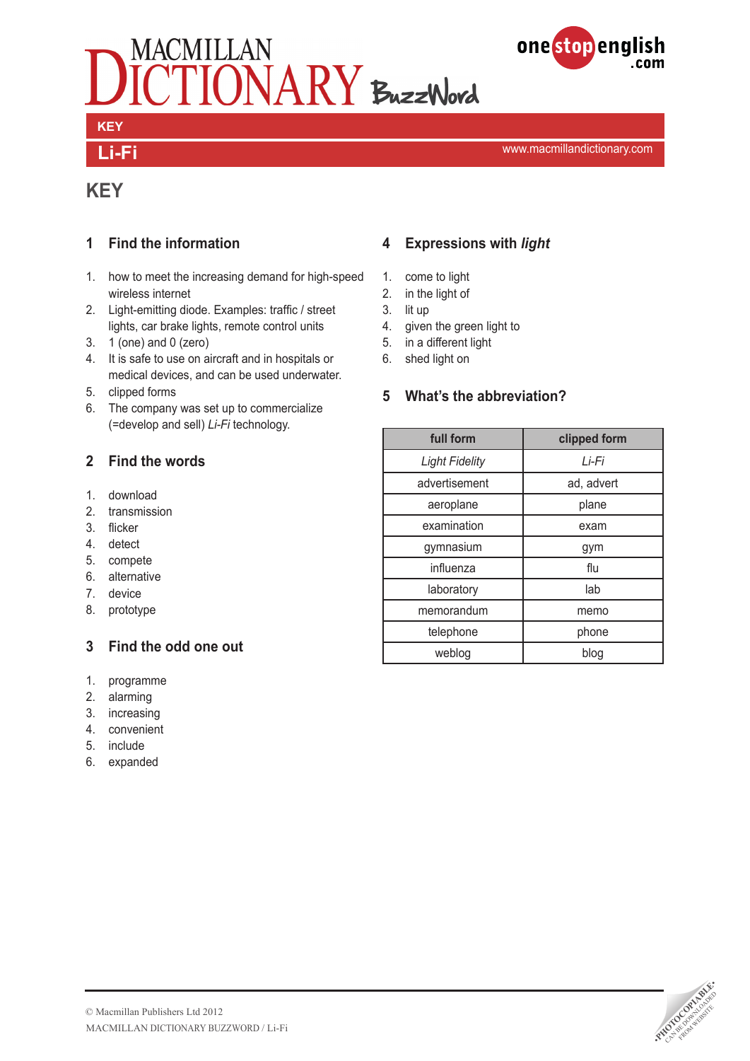KEY

# Li-Fi

www.macmillandictionary.com

## KEY

### 1 Find the information

1. how to meet the increasing demand for high-speed wireless internet
2. Light-emitting diode. Examples: traffic / street lights, car brake lights, remote control units
3. 1 (one) and 0 (zero)
4. It is safe to use on aircraft and in hospitals or medical devices, and can be used underwater.
5. clipped forms
6. The company was set up to commercialize (=develop and sell) *Li-Fi* technology.

### 2 Find the words

1. download
2. transmission
3. flicker
4. detect
5. compete
6. alternative
7. device
8. prototype

### 3 Find the odd one out

1. programme
2. alarming
3. increasing
4. convenient
5. include
6. expanded

### 4 Expressions with *light*

1. come to light
2. in the light of
3. lit up
4. given the green light to
5. in a different light
6. shed light on

### 5 What's the abbreviation?

| full form | clipped form |
|---|---|
| *Light Fidelity* | *Li-Fi* |
| advertisement | ad, advert |
| aeroplane | plane |
| examination | exam |
| gymnasium | gym |
| influenza | flu |
| laboratory | lab |
| memorandum | memo |
| telephone | phone |
| weblog | blog |

© Macmillan Publishers Ltd 2012
MACMILLAN DICTIONARY BUZZWORD / Li-Fi